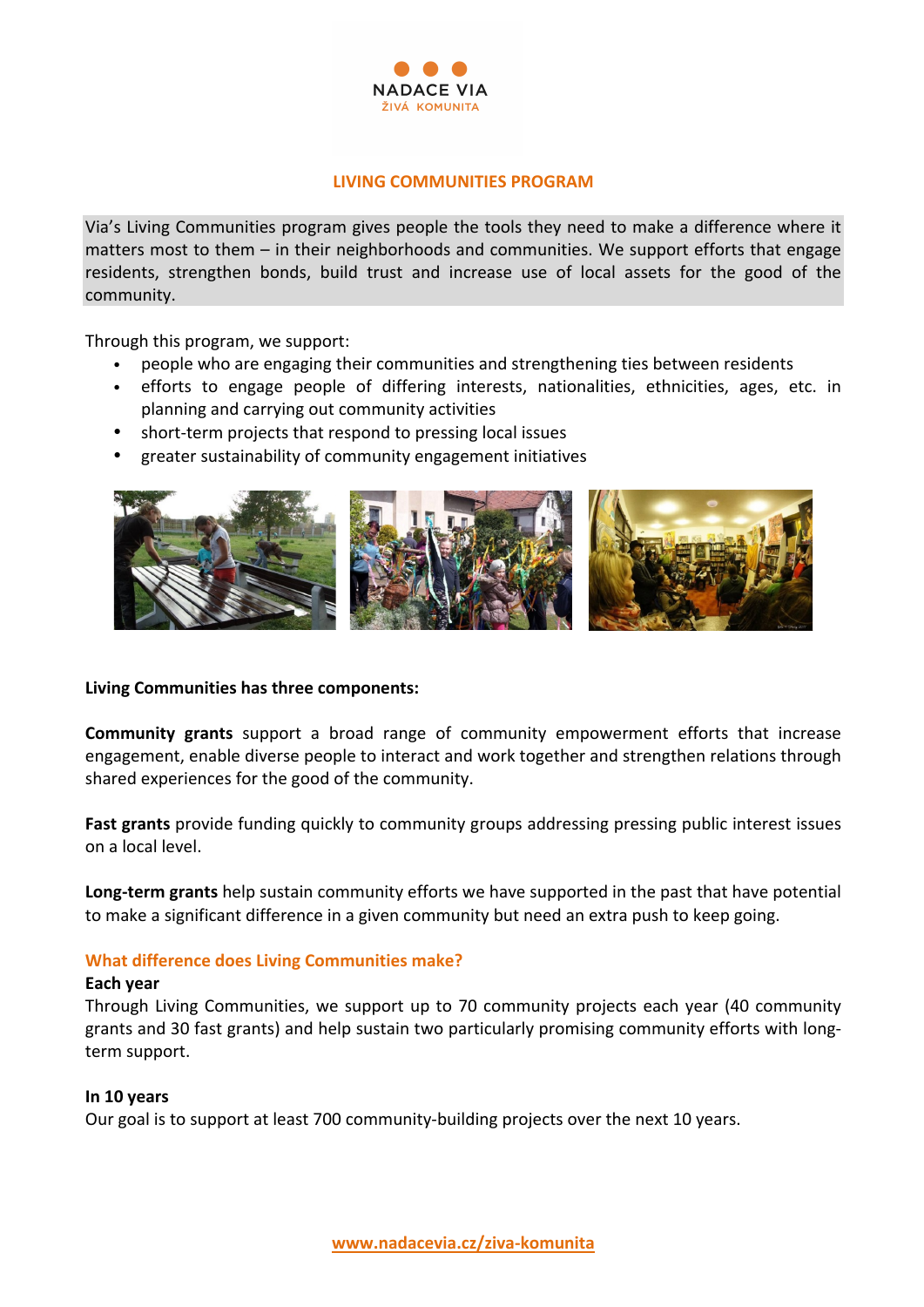NADACE VIA
ŽIVÁ KOMUNITA

# LIVING COMMUNITIES PROGRAM

Via's Living Communities program gives people the tools they need to make a difference where it matters most to them – in their neighborhoods and communities. We support efforts that engage residents, strengthen bonds, build trust and increase use of local assets for the good of the community.

Through this program, we support:

- people who are engaging their communities and strengthening ties between residents
- efforts to engage people of differing interests, nationalities, ethnicities, ages, etc. in planning and carrying out community activities
- short-term projects that respond to pressing local issues
- greater sustainability of community engagement initiatives

**Living Communities has three components:**

**Community grants** support a broad range of community empowerment efforts that increase engagement, enable diverse people to interact and work together and strengthen relations through shared experiences for the good of the community.

**Fast grants** provide funding quickly to community groups addressing pressing public interest issues on a local level.

**Long-term grants** help sustain community efforts we have supported in the past that have potential to make a significant difference in a given community but need an extra push to keep going.

## What difference does Living Communities make?

**Each year**

Through Living Communities, we support up to 70 community projects each year (40 community grants and 30 fast grants) and help sustain two particularly promising community efforts with long-term support.

**In 10 years**

Our goal is to support at least 700 community-building projects over the next 10 years.

www.nadacevia.cz/ziva-komunita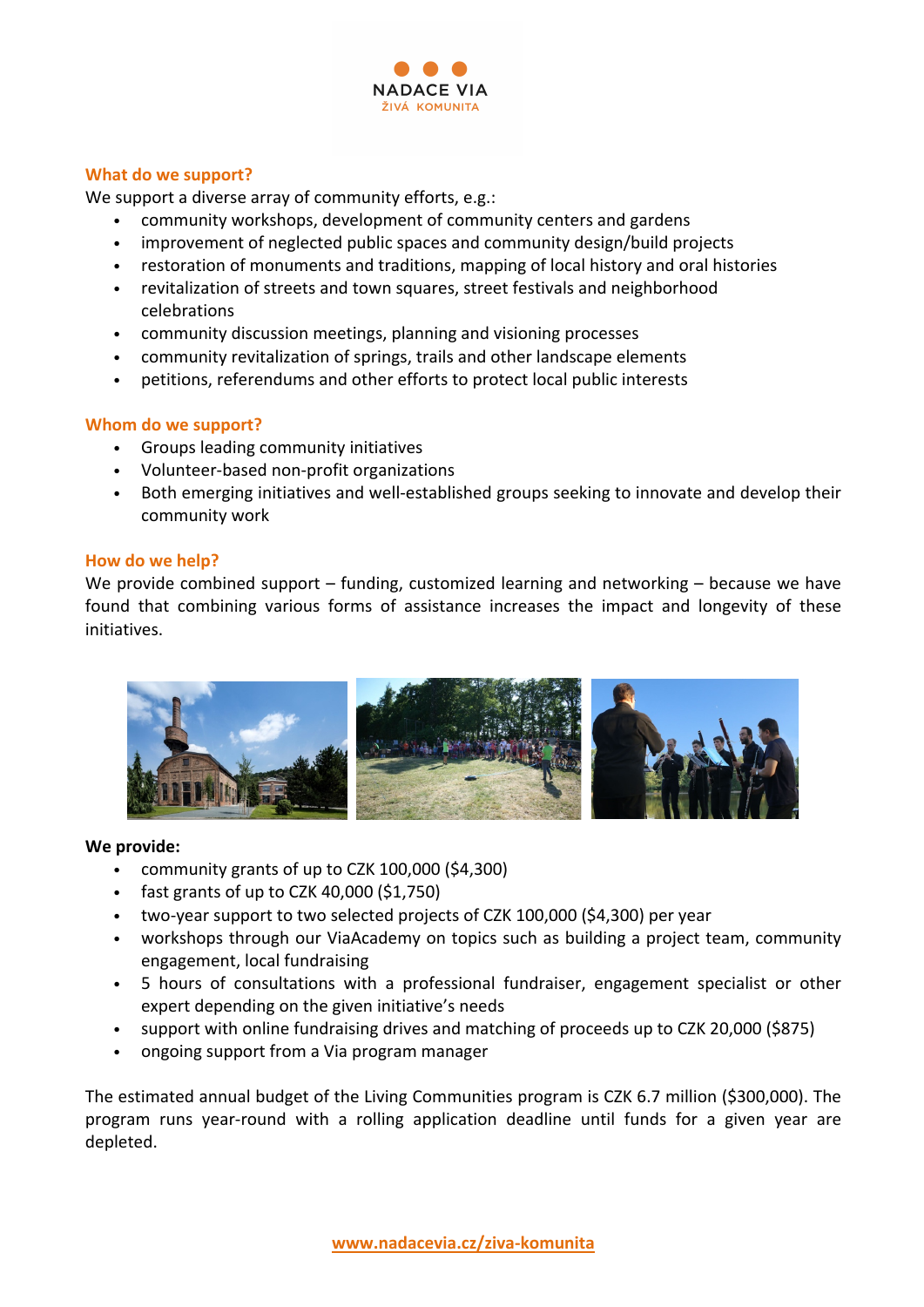NADACE VIA
ŽIVÁ KOMUNITA

### What do we support?

We support a diverse array of community efforts, e.g.:

- community workshops, development of community centers and gardens
- improvement of neglected public spaces and community design/build projects
- restoration of monuments and traditions, mapping of local history and oral histories
- revitalization of streets and town squares, street festivals and neighborhood celebrations
- community discussion meetings, planning and visioning processes
- community revitalization of springs, trails and other landscape elements
- petitions, referendums and other efforts to protect local public interests

### Whom do we support?

- Groups leading community initiatives
- Volunteer-based non-profit organizations
- Both emerging initiatives and well-established groups seeking to innovate and develop their community work

### How do we help?

We provide combined support – funding, customized learning and networking – because we have found that combining various forms of assistance increases the impact and longevity of these initiatives.

**We provide:**

- community grants of up to CZK 100,000 ($4,300)
- fast grants of up to CZK 40,000 ($1,750)
- two-year support to two selected projects of CZK 100,000 ($4,300) per year
- workshops through our ViaAcademy on topics such as building a project team, community engagement, local fundraising
- 5 hours of consultations with a professional fundraiser, engagement specialist or other expert depending on the given initiative's needs
- support with online fundraising drives and matching of proceeds up to CZK 20,000 ($875)
- ongoing support from a Via program manager

The estimated annual budget of the Living Communities program is CZK 6.7 million ($300,000). The program runs year-round with a rolling application deadline until funds for a given year are depleted.

www.nadacevia.cz/ziva-komunita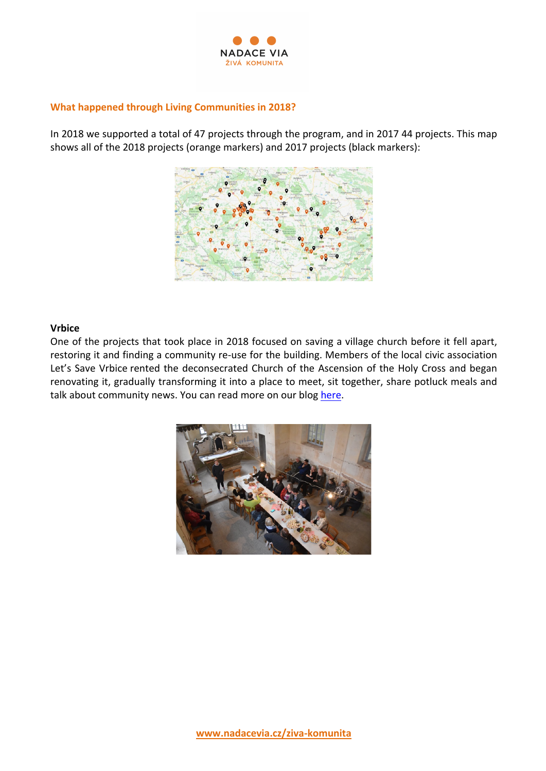## What happened through Living Communities in 2018?

In 2018 we supported a total of 47 projects through the program, and in 2017 44 projects. This map shows all of the 2018 projects (orange markers) and 2017 projects (black markers):

**Vrbice**

One of the projects that took place in 2018 focused on saving a village church before it fell apart, restoring it and finding a community re-use for the building. Members of the local civic association Let's Save Vrbice rented the deconsecrated Church of the Ascension of the Holy Cross and began renovating it, gradually transforming it into a place to meet, sit together, share potluck meals and talk about community news. You can read more on our blog here.